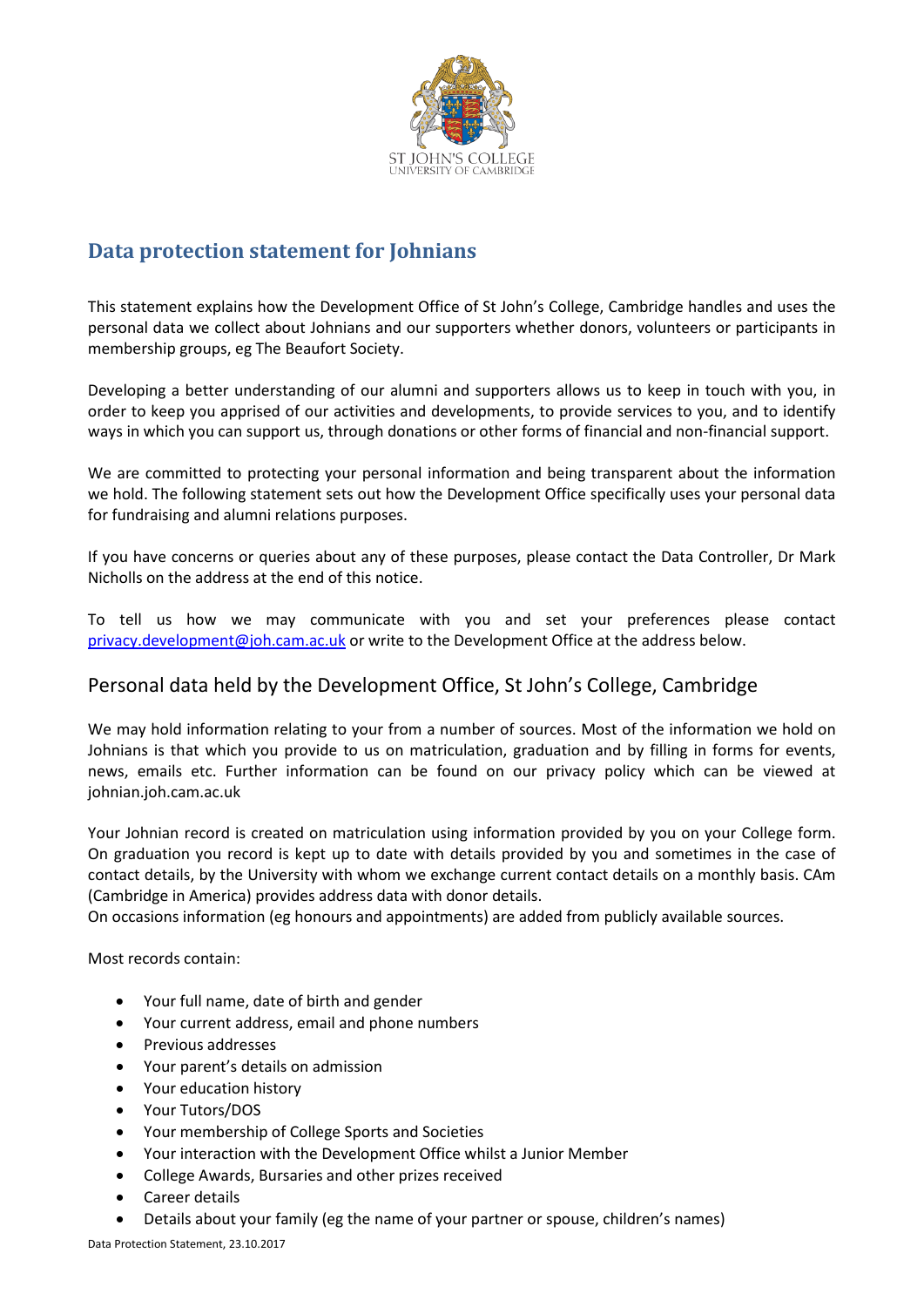ST JOHN'S COLLEGE
UNIVERSITY OF CAMBRIDGE

## Data protection statement for Johnians

This statement explains how the Development Office of St John's College, Cambridge handles and uses the personal data we collect about Johnians and our supporters whether donors, volunteers or participants in membership groups, eg The Beaufort Society.

Developing a better understanding of our alumni and supporters allows us to keep in touch with you, in order to keep you apprised of our activities and developments, to provide services to you, and to identify ways in which you can support us, through donations or other forms of financial and non-financial support.

We are committed to protecting your personal information and being transparent about the information we hold. The following statement sets out how the Development Office specifically uses your personal data for fundraising and alumni relations purposes.

If you have concerns or queries about any of these purposes, please contact the Data Controller, Dr Mark Nicholls on the address at the end of this notice.

To tell us how we may communicate with you and set your preferences please contact [privacy.development@joh.cam.ac.uk](mailto:privacy.development@joh.cam.ac.uk) or write to the Development Office at the address below.

### Personal data held by the Development Office, St John's College, Cambridge

We may hold information relating to your from a number of sources. Most of the information we hold on Johnians is that which you provide to us on matriculation, graduation and by filling in forms for events, news, emails etc. Further information can be found on our privacy policy which can be viewed at johnian.joh.cam.ac.uk

Your Johnian record is created on matriculation using information provided by you on your College form. On graduation you record is kept up to date with details provided by you and sometimes in the case of contact details, by the University with whom we exchange current contact details on a monthly basis. CAm (Cambridge in America) provides address data with donor details.
On occasions information (eg honours and appointments) are added from publicly available sources.

Most records contain:

- Your full name, date of birth and gender
- Your current address, email and phone numbers
- Previous addresses
- Your parent's details on admission
- Your education history
- Your Tutors/DOS
- Your membership of College Sports and Societies
- Your interaction with the Development Office whilst a Junior Member
- College Awards, Bursaries and other prizes received
- Career details
- Details about your family (eg the name of your partner or spouse, children's names)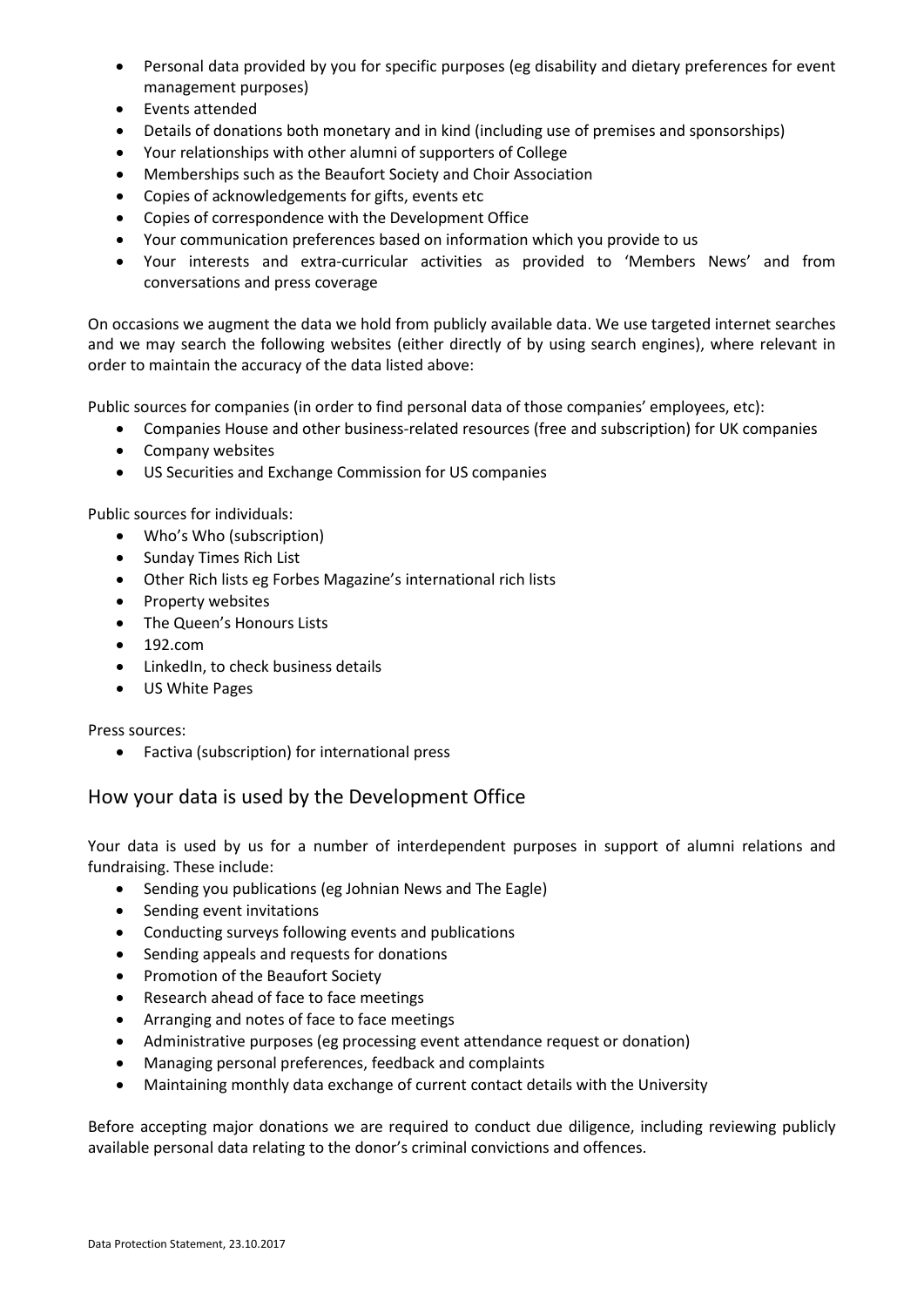- Personal data provided by you for specific purposes (eg disability and dietary preferences for event management purposes)
- Events attended
- Details of donations both monetary and in kind (including use of premises and sponsorships)
- Your relationships with other alumni of supporters of College
- Memberships such as the Beaufort Society and Choir Association
- Copies of acknowledgements for gifts, events etc
- Copies of correspondence with the Development Office
- Your communication preferences based on information which you provide to us
- Your interests and extra-curricular activities as provided to 'Members News' and from conversations and press coverage

On occasions we augment the data we hold from publicly available data. We use targeted internet searches and we may search the following websites (either directly of by using search engines), where relevant in order to maintain the accuracy of the data listed above:

Public sources for companies (in order to find personal data of those companies' employees, etc):

- Companies House and other business-related resources (free and subscription) for UK companies
- Company websites
- US Securities and Exchange Commission for US companies

Public sources for individuals:

- Who's Who (subscription)
- Sunday Times Rich List
- Other Rich lists eg Forbes Magazine's international rich lists
- Property websites
- The Queen's Honours Lists
- 192.com
- LinkedIn, to check business details
- US White Pages

Press sources:

- Factiva (subscription) for international press

## How your data is used by the Development Office

Your data is used by us for a number of interdependent purposes in support of alumni relations and fundraising. These include:

- Sending you publications (eg Johnian News and The Eagle)
- Sending event invitations
- Conducting surveys following events and publications
- Sending appeals and requests for donations
- Promotion of the Beaufort Society
- Research ahead of face to face meetings
- Arranging and notes of face to face meetings
- Administrative purposes (eg processing event attendance request or donation)
- Managing personal preferences, feedback and complaints
- Maintaining monthly data exchange of current contact details with the University

Before accepting major donations we are required to conduct due diligence, including reviewing publicly available personal data relating to the donor's criminal convictions and offences.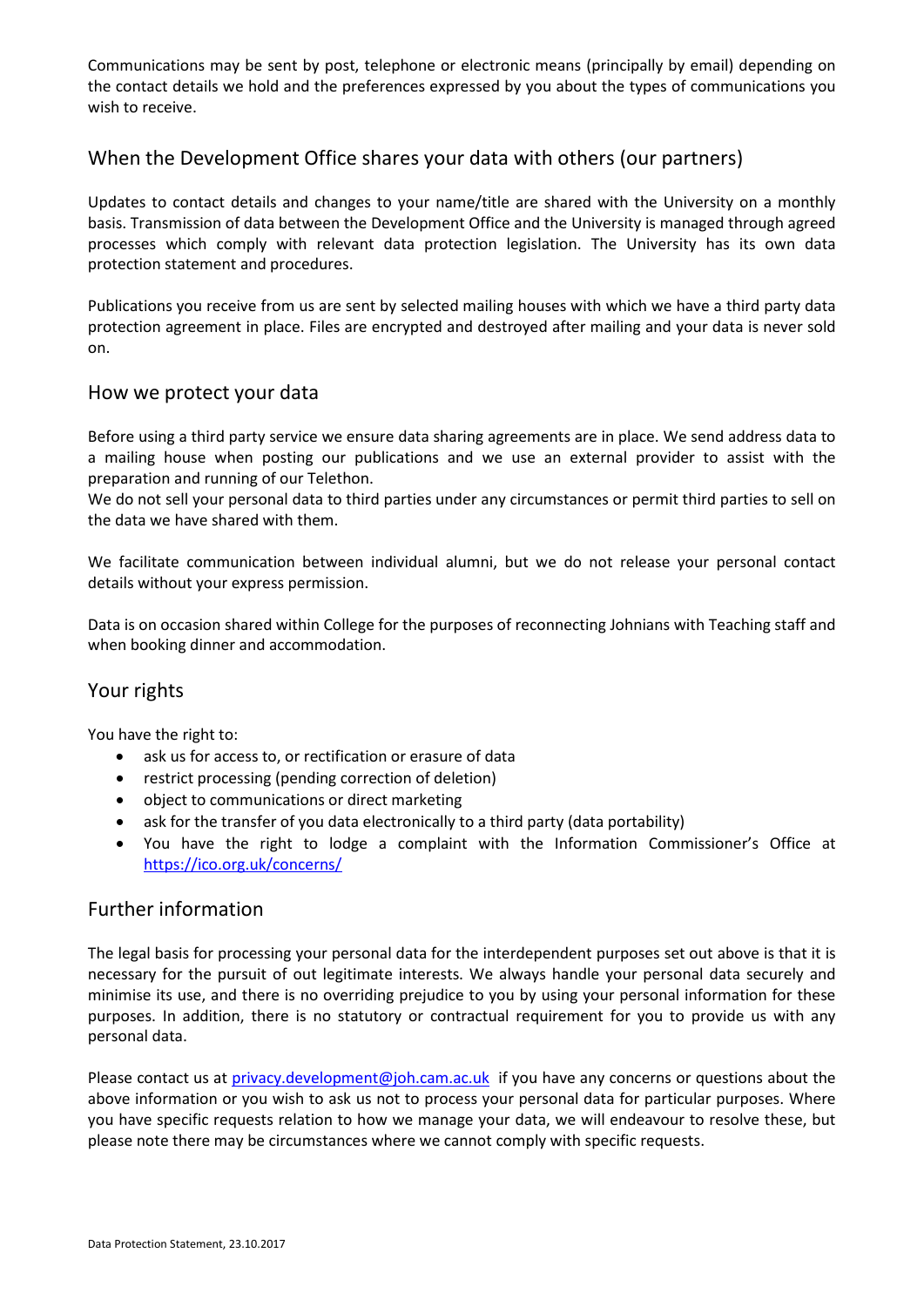Communications may be sent by post, telephone or electronic means (principally by email) depending on the contact details we hold and the preferences expressed by you about the types of communications you wish to receive.

## When the Development Office shares your data with others (our partners)

Updates to contact details and changes to your name/title are shared with the University on a monthly basis. Transmission of data between the Development Office and the University is managed through agreed processes which comply with relevant data protection legislation. The University has its own data protection statement and procedures.

Publications you receive from us are sent by selected mailing houses with which we have a third party data protection agreement in place. Files are encrypted and destroyed after mailing and your data is never sold on.

## How we protect your data

Before using a third party service we ensure data sharing agreements are in place. We send address data to a mailing house when posting our publications and we use an external provider to assist with the preparation and running of our Telethon.
We do not sell your personal data to third parties under any circumstances or permit third parties to sell on the data we have shared with them.

We facilitate communication between individual alumni, but we do not release your personal contact details without your express permission.

Data is on occasion shared within College for the purposes of reconnecting Johnians with Teaching staff and when booking dinner and accommodation.

## Your rights

You have the right to:

- ask us for access to, or rectification or erasure of data
- restrict processing (pending correction of deletion)
- object to communications or direct marketing
- ask for the transfer of you data electronically to a third party (data portability)
- You have the right to lodge a complaint with the Information Commissioner's Office at https://ico.org.uk/concerns/

## Further information

The legal basis for processing your personal data for the interdependent purposes set out above is that it is necessary for the pursuit of out legitimate interests. We always handle your personal data securely and minimise its use, and there is no overriding prejudice to you by using your personal information for these purposes. In addition, there is no statutory or contractual requirement for you to provide us with any personal data.

Please contact us at privacy.development@joh.cam.ac.uk if you have any concerns or questions about the above information or you wish to ask us not to process your personal data for particular purposes. Where you have specific requests relation to how we manage your data, we will endeavour to resolve these, but please note there may be circumstances where we cannot comply with specific requests.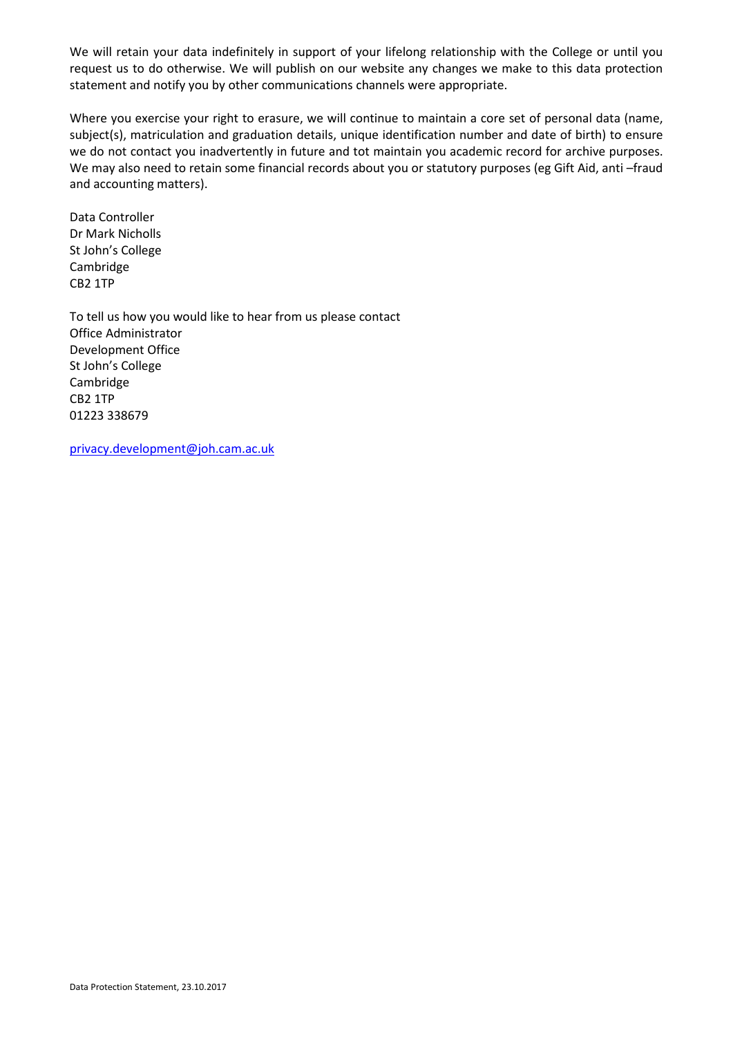We will retain your data indefinitely in support of your lifelong relationship with the College or until you request us to do otherwise. We will publish on our website any changes we make to this data protection statement and notify you by other communications channels were appropriate.

Where you exercise your right to erasure, we will continue to maintain a core set of personal data (name, subject(s), matriculation and graduation details, unique identification number and date of birth) to ensure we do not contact you inadvertently in future and tot maintain you academic record for archive purposes. We may also need to retain some financial records about you or statutory purposes (eg Gift Aid, anti –fraud and accounting matters).

Data Controller  
Dr Mark Nicholls  
St John's College  
Cambridge  
CB2 1TP

To tell us how you would like to hear from us please contact  
Office Administrator  
Development Office  
St John's College  
Cambridge  
CB2 1TP  
01223 338679

privacy.development@joh.cam.ac.uk

Data Protection Statement, 23.10.2017